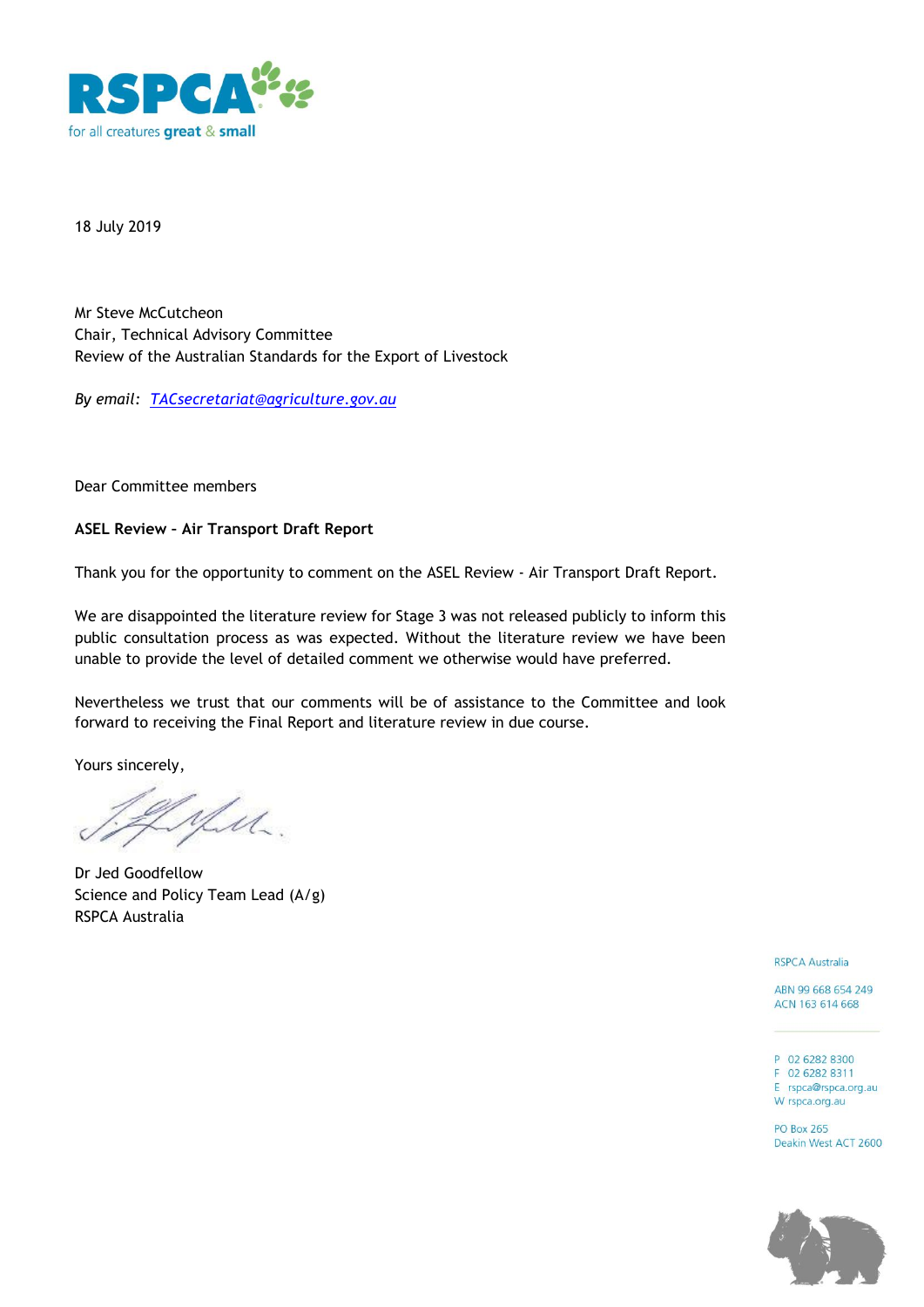RSPCA
for all creatures great & small

18 July 2019

Mr Steve McCutcheon
Chair, Technical Advisory Committee
Review of the Australian Standards for the Export of Livestock

*By email: [TACsecretariat@agriculture.gov.au](mailto:TACsecretariat@agriculture.gov.au)*

Dear Committee members

**ASEL Review – Air Transport Draft Report**

Thank you for the opportunity to comment on the ASEL Review - Air Transport Draft Report.

We are disappointed the literature review for Stage 3 was not released publicly to inform this public consultation process as was expected. Without the literature review we have been unable to provide the level of detailed comment we otherwise would have preferred.

Nevertheless we trust that our comments will be of assistance to the Committee and look forward to receiving the Final Report and literature review in due course.

Yours sincerely,

Dr Jed Goodfellow
Science and Policy Team Lead (A/g)
RSPCA Australia

RSPCA Australia

ABN 99 668 654 249
ACN 163 614 668

P 02 6282 8300
F 02 6282 8311
E rspca@rspca.org.au
W rspca.org.au

PO Box 265
Deakin West ACT 2600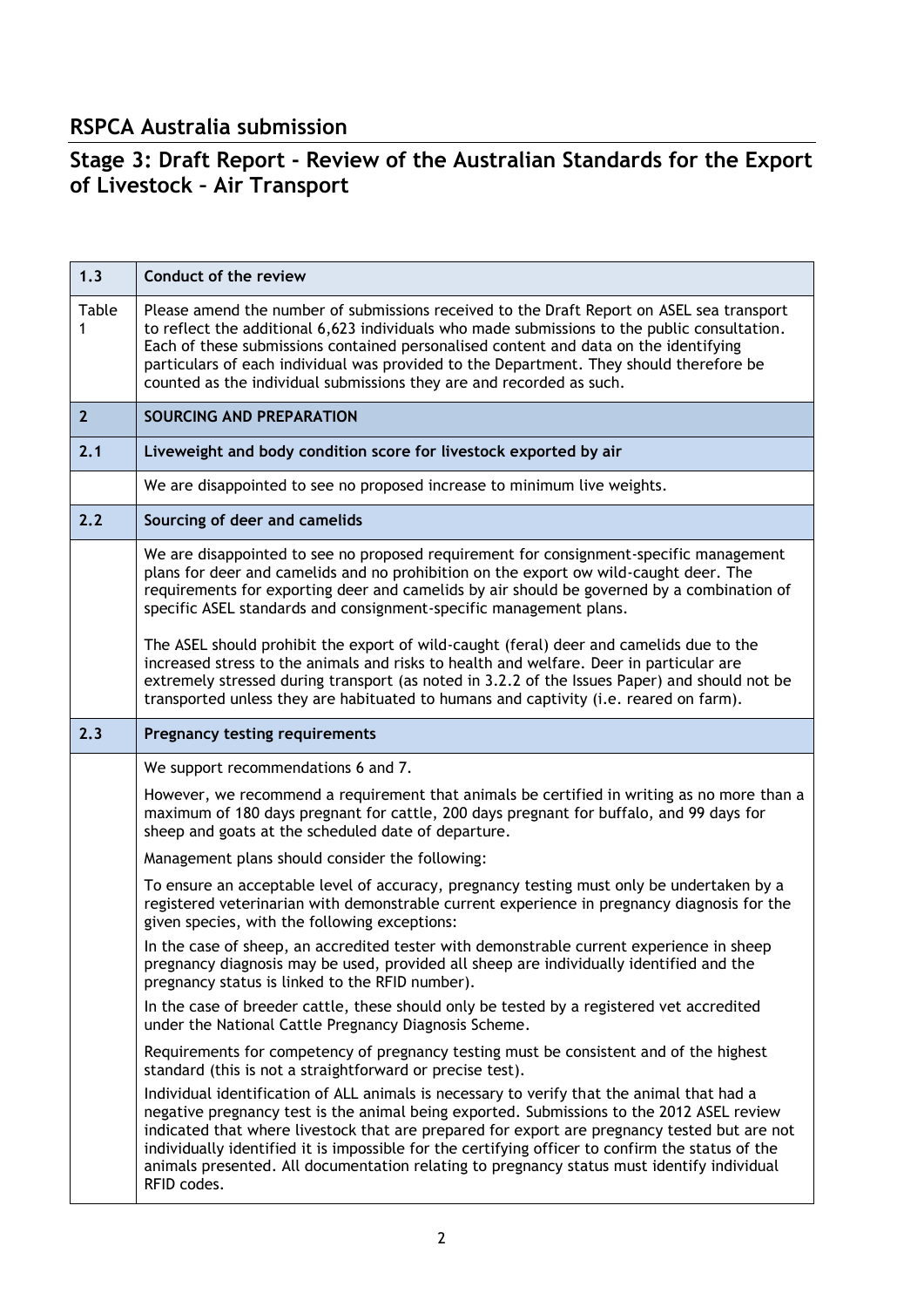## RSPCA Australia submission

## Stage 3: Draft Report - Review of the Australian Standards for the Export of Livestock – Air Transport

| 1.3 | Conduct of the review |
|---|---|
| Table 1 | Please amend the number of submissions received to the Draft Report on ASEL sea transport to reflect the additional 6,623 individuals who made submissions to the public consultation. Each of these submissions contained personalised content and data on the identifying particulars of each individual was provided to the Department. They should therefore be counted as the individual submissions they are and recorded as such. |
| **2** | **SOURCING AND PREPARATION** |
| **2.1** | **Liveweight and body condition score for livestock exported by air** |
| | We are disappointed to see no proposed increase to minimum live weights. |
| **2.2** | **Sourcing of deer and camelids** |
| | We are disappointed to see no proposed requirement for consignment-specific management plans for deer and camelids and no prohibition on the export ow wild-caught deer. The requirements for exporting deer and camelids by air should be governed by a combination of specific ASEL standards and consignment-specific management plans.<br><br>The ASEL should prohibit the export of wild-caught (feral) deer and camelids due to the increased stress to the animals and risks to health and welfare. Deer in particular are extremely stressed during transport (as noted in 3.2.2 of the Issues Paper) and should not be transported unless they are habituated to humans and captivity (i.e. reared on farm). |
| **2.3** | **Pregnancy testing requirements** |
| | We support recommendations 6 and 7.<br><br>However, we recommend a requirement that animals be certified in writing as no more than a maximum of 180 days pregnant for cattle, 200 days pregnant for buffalo, and 99 days for sheep and goats at the scheduled date of departure.<br><br>Management plans should consider the following:<br><br>To ensure an acceptable level of accuracy, pregnancy testing must only be undertaken by a registered veterinarian with demonstrable current experience in pregnancy diagnosis for the given species, with the following exceptions:<br><br>In the case of sheep, an accredited tester with demonstrable current experience in sheep pregnancy diagnosis may be used, provided all sheep are individually identified and the pregnancy status is linked to the RFID number).<br><br>In the case of breeder cattle, these should only be tested by a registered vet accredited under the National Cattle Pregnancy Diagnosis Scheme.<br><br>Requirements for competency of pregnancy testing must be consistent and of the highest standard (this is not a straightforward or precise test).<br><br>Individual identification of ALL animals is necessary to verify that the animal that had a negative pregnancy test is the animal being exported. Submissions to the 2012 ASEL review indicated that where livestock that are prepared for export are pregnancy tested but are not individually identified it is impossible for the certifying officer to confirm the status of the animals presented. All documentation relating to pregnancy status must identify individual RFID codes. |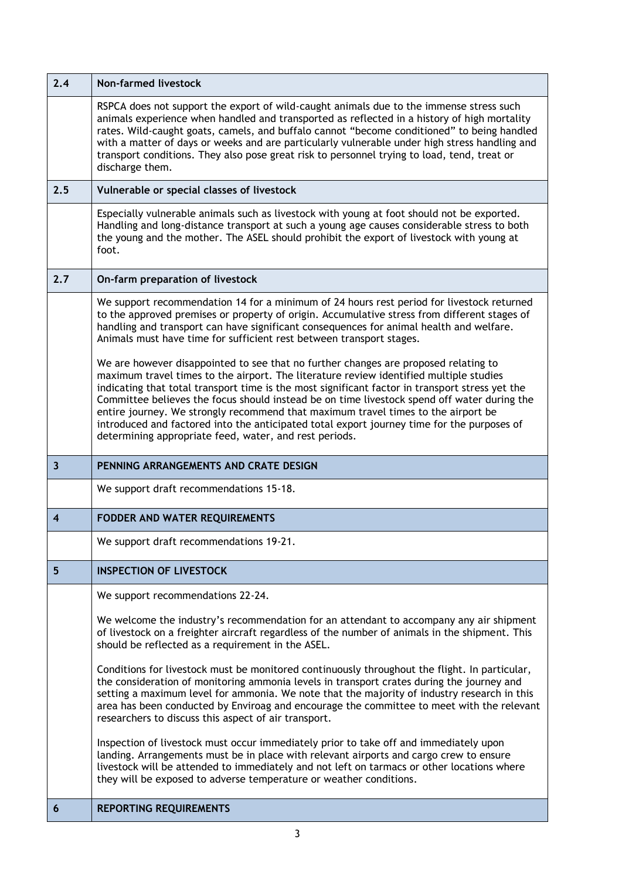| 2.4 | Non-farmed livestock |
|---|---|
| | RSPCA does not support the export of wild-caught animals due to the immense stress such animals experience when handled and transported as reflected in a history of high mortality rates. Wild-caught goats, camels, and buffalo cannot "become conditioned" to being handled with a matter of days or weeks and are particularly vulnerable under high stress handling and transport conditions. They also pose great risk to personnel trying to load, tend, treat or discharge them. |
| **2.5** | **Vulnerable or special classes of livestock** |
| | Especially vulnerable animals such as livestock with young at foot should not be exported. Handling and long-distance transport at such a young age causes considerable stress to both the young and the mother. The ASEL should prohibit the export of livestock with young at foot. |
| **2.7** | **On-farm preparation of livestock** |
| | We support recommendation 14 for a minimum of 24 hours rest period for livestock returned to the approved premises or property of origin. Accumulative stress from different stages of handling and transport can have significant consequences for animal health and welfare. Animals must have time for sufficient rest between transport stages.<br><br>We are however disappointed to see that no further changes are proposed relating to maximum travel times to the airport. The literature review identified multiple studies indicating that total transport time is the most significant factor in transport stress yet the Committee believes the focus should instead be on time livestock spend off water during the entire journey. We strongly recommend that maximum travel times to the airport be introduced and factored into the anticipated total export journey time for the purposes of determining appropriate feed, water, and rest periods. |
| **3** | **PENNING ARRANGEMENTS AND CRATE DESIGN** |
| | We support draft recommendations 15-18. |
| **4** | **FODDER AND WATER REQUIREMENTS** |
| | We support draft recommendations 19-21. |
| **5** | **INSPECTION OF LIVESTOCK** |
| | We support recommendations 22-24.<br><br>We welcome the industry's recommendation for an attendant to accompany any air shipment of livestock on a freighter aircraft regardless of the number of animals in the shipment. This should be reflected as a requirement in the ASEL.<br><br>Conditions for livestock must be monitored continuously throughout the flight. In particular, the consideration of monitoring ammonia levels in transport crates during the journey and setting a maximum level for ammonia. We note that the majority of industry research in this area has been conducted by Enviroag and encourage the committee to meet with the relevant researchers to discuss this aspect of air transport.<br><br>Inspection of livestock must occur immediately prior to take off and immediately upon landing. Arrangements must be in place with relevant airports and cargo crew to ensure livestock will be attended to immediately and not left on tarmacs or other locations where they will be exposed to adverse temperature or weather conditions. |
| **6** | **REPORTING REQUIREMENTS** |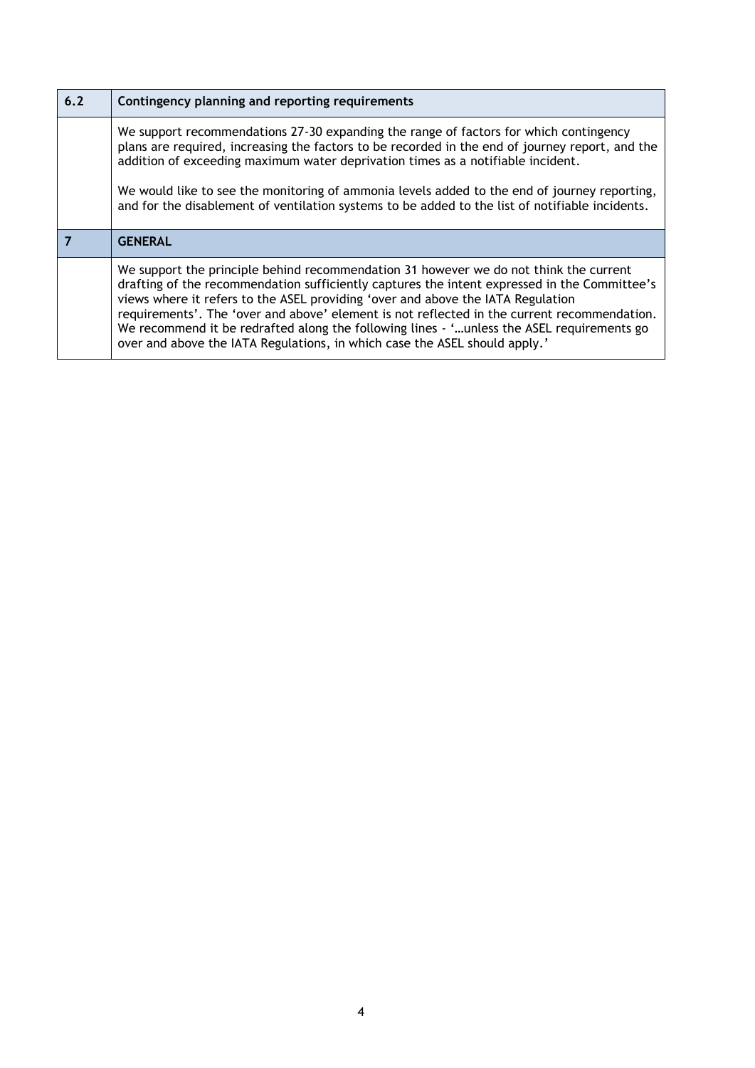| | |
|---|---|
| **6.2** | **Contingency planning and reporting requirements** |
| | We support recommendations 27-30 expanding the range of factors for which contingency plans are required, increasing the factors to be recorded in the end of journey report, and the addition of exceeding maximum water deprivation times as a notifiable incident.<br><br>We would like to see the monitoring of ammonia levels added to the end of journey reporting, and for the disablement of ventilation systems to be added to the list of notifiable incidents. |
| **7** | **GENERAL** |
| | We support the principle behind recommendation 31 however we do not think the current drafting of the recommendation sufficiently captures the intent expressed in the Committee's views where it refers to the ASEL providing 'over and above the IATA Regulation requirements'. The 'over and above' element is not reflected in the current recommendation. We recommend it be redrafted along the following lines - '…unless the ASEL requirements go over and above the IATA Regulations, in which case the ASEL should apply.' |